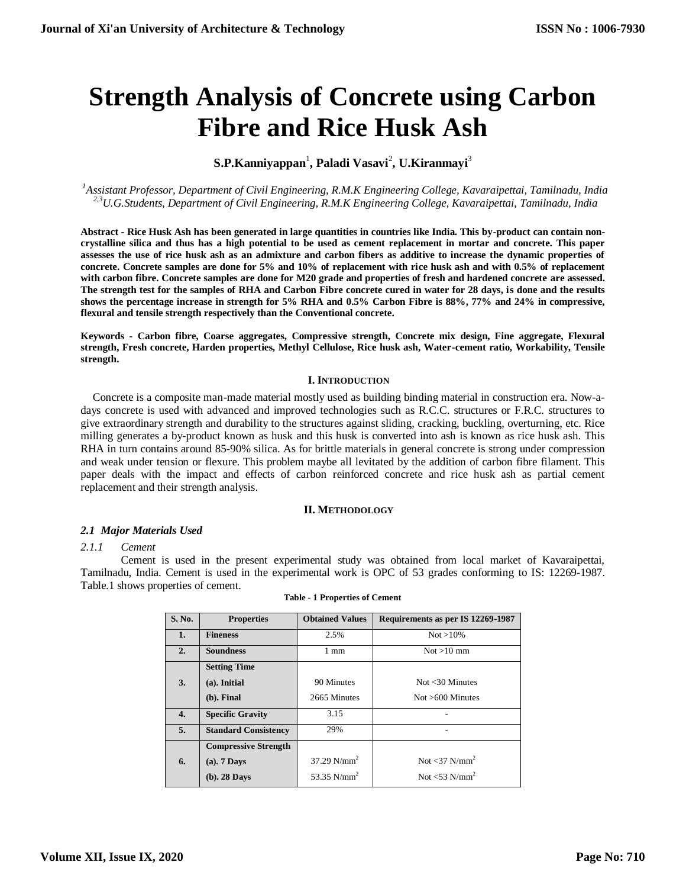# Strength Analysis of Concrete using Carbon Fibre and Rice Husk Ash

**S.P.Kanniyappan[1], Paladi Vasavi[2], U.Kiranmayi[3]**

*[1]Assistant Professor, Department of Civil Engineering, R.M.K Engineering College, Kavaraipettai, Tamilnadu, India*
*[2,3]U.G.Students, Department of Civil Engineering, R.M.K Engineering College, Kavaraipettai, Tamilnadu, India*

**Abstract - Rice Husk Ash has been generated in large quantities in countries like India. This by-product can contain non-crystalline silica and thus has a high potential to be used as cement replacement in mortar and concrete. This paper assesses the use of rice husk ash as an admixture and carbon fibers as additive to increase the dynamic properties of concrete. Concrete samples are done for 5% and 10% of replacement with rice husk ash and with 0.5% of replacement with carbon fibre. Concrete samples are done for M20 grade and properties of fresh and hardened concrete are assessed. The strength test for the samples of RHA and Carbon Fibre concrete cured in water for 28 days, is done and the results shows the percentage increase in strength for 5% RHA and 0.5% Carbon Fibre is 88%, 77% and 24% in compressive, flexural and tensile strength respectively than the Conventional concrete.**

**Keywords - Carbon fibre, Coarse aggregates, Compressive strength, Concrete mix design, Fine aggregate, Flexural strength, Fresh concrete, Harden properties, Methyl Cellulose, Rice husk ash, Water-cement ratio, Workability, Tensile strength.**

## I. Introduction

Concrete is a composite man-made material mostly used as building binding material in construction era. Now-a-days concrete is used with advanced and improved technologies such as R.C.C. structures or F.R.C. structures to give extraordinary strength and durability to the structures against sliding, cracking, buckling, overturning, etc. Rice milling generates a by-product known as husk and this husk is converted into ash is known as rice husk ash. This RHA in turn contains around 85-90% silica. As for brittle materials in general concrete is strong under compression and weak under tension or flexure. This problem maybe all levitated by the addition of carbon fibre filament. This paper deals with the impact and effects of carbon reinforced concrete and rice husk ash as partial cement replacement and their strength analysis.

## II. Methodology

### *2.1 Major Materials Used*

*2.1.1 Cement*

Cement is used in the present experimental study was obtained from local market of Kavaraipettai, Tamilnadu, India. Cement is used in the experimental work is OPC of 53 grades conforming to IS: 12269-1987. Table.1 shows properties of cement.

**Table - 1 Properties of Cement**

| S. No. | Properties | Obtained Values | Requirements as per IS 12269-1987 |
|---|---|---|---|
| 1. | Fineness | 2.5% | Not >10% |
| 2. | Soundness | 1 mm | Not >10 mm |
| 3. | Setting Time | | |
| | (a). Initial | 90 Minutes | Not <30 Minutes |
| | (b). Final | 2665 Minutes | Not >600 Minutes |
| 4. | Specific Gravity | 3.15 | - |
| 5. | Standard Consistency | 29% | - |
| 6. | Compressive Strength | | |
| | (a). 7 Days | 37.29 N/mm$^2$ | Not <37 N/mm$^2$ |
| | (b). 28 Days | 53.35 N/mm$^2$ | Not <53 N/mm$^2$ |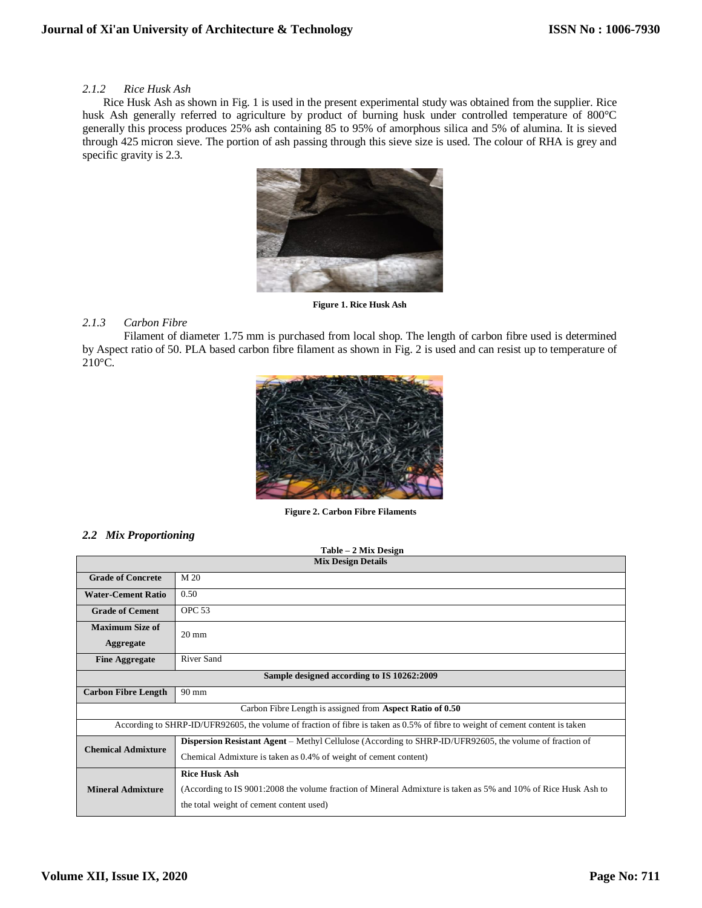### *2.1.2 Rice Husk Ash*

Rice Husk Ash as shown in Fig. 1 is used in the present experimental study was obtained from the supplier. Rice husk Ash generally referred to agriculture by product of burning husk under controlled temperature of 800°C generally this process produces 25% ash containing 85 to 95% of amorphous silica and 5% of alumina. It is sieved through 425 micron sieve. The portion of ash passing through this sieve size is used. The colour of RHA is grey and specific gravity is 2.3.

**Figure 1. Rice Husk Ash**

### *2.1.3 Carbon Fibre*

Filament of diameter 1.75 mm is purchased from local shop. The length of carbon fibre used is determined by Aspect ratio of 50. PLA based carbon fibre filament as shown in Fig. 2 is used and can resist up to temperature of 210°C.

**Figure 2. Carbon Fibre Filaments**

## *2.2 Mix Proportioning*

**Table – 2 Mix Design**

| **Mix Design Details** | |
|---|---|
| **Grade of Concrete** | M 20 |
| **Water-Cement Ratio** | 0.50 |
| **Grade of Cement** | OPC 53 |
| **Maximum Size of Aggregate** | 20 mm |
| **Fine Aggregate** | River Sand |
| **Sample designed according to IS 10262:2009** | |
| **Carbon Fibre Length** | 90 mm |
| Carbon Fibre Length is assigned from **Aspect Ratio of 0.50** | |
| According to SHRP-ID/UFR92605, the volume of fraction of fibre is taken as 0.5% of fibre to weight of cement content is taken | |
| **Chemical Admixture** | **Dispersion Resistant Agent** – Methyl Cellulose (According to SHRP-ID/UFR92605, the volume of fraction of Chemical Admixture is taken as 0.4% of weight of cement content) |
| **Mineral Admixture** | **Rice Husk Ash** (According to IS 9001:2008 the volume fraction of Mineral Admixture is taken as 5% and 10% of Rice Husk Ash to the total weight of cement content used) |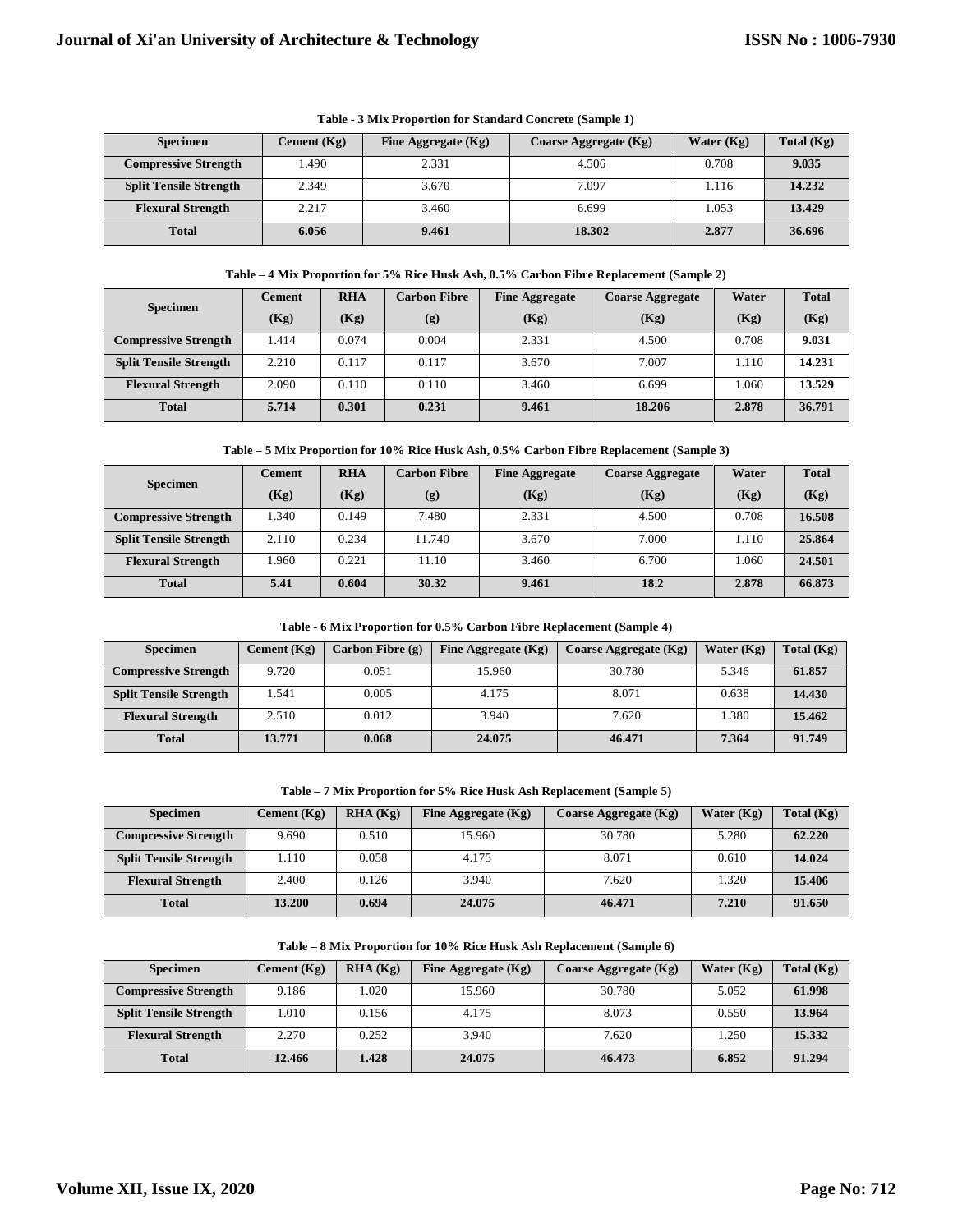**Table - 3 Mix Proportion for Standard Concrete (Sample 1)**

| Specimen | Cement (Kg) | Fine Aggregate (Kg) | Coarse Aggregate (Kg) | Water (Kg) | Total (Kg) |
|---|---|---|---|---|---|
| **Compressive Strength** | 1.490 | 2.331 | 4.506 | 0.708 | **9.035** |
| **Split Tensile Strength** | 2.349 | 3.670 | 7.097 | 1.116 | **14.232** |
| **Flexural Strength** | 2.217 | 3.460 | 6.699 | 1.053 | **13.429** |
| **Total** | **6.056** | **9.461** | **18.302** | **2.877** | **36.696** |

**Table – 4 Mix Proportion for 5% Rice Husk Ash, 0.5% Carbon Fibre Replacement (Sample 2)**

| Specimen | Cement (Kg) | RHA (Kg) | Carbon Fibre (g) | Fine Aggregate (Kg) | Coarse Aggregate (Kg) | Water (Kg) | Total (Kg) |
|---|---|---|---|---|---|---|---|
| **Compressive Strength** | 1.414 | 0.074 | 0.004 | 2.331 | 4.500 | 0.708 | **9.031** |
| **Split Tensile Strength** | 2.210 | 0.117 | 0.117 | 3.670 | 7.007 | 1.110 | **14.231** |
| **Flexural Strength** | 2.090 | 0.110 | 0.110 | 3.460 | 6.699 | 1.060 | **13.529** |
| **Total** | **5.714** | **0.301** | **0.231** | **9.461** | **18.206** | **2.878** | **36.791** |

**Table – 5 Mix Proportion for 10% Rice Husk Ash, 0.5% Carbon Fibre Replacement (Sample 3)**

| Specimen | Cement (Kg) | RHA (Kg) | Carbon Fibre (g) | Fine Aggregate (Kg) | Coarse Aggregate (Kg) | Water (Kg) | Total (Kg) |
|---|---|---|---|---|---|---|---|
| **Compressive Strength** | 1.340 | 0.149 | 7.480 | 2.331 | 4.500 | 0.708 | **16.508** |
| **Split Tensile Strength** | 2.110 | 0.234 | 11.740 | 3.670 | 7.000 | 1.110 | **25.864** |
| **Flexural Strength** | 1.960 | 0.221 | 11.10 | 3.460 | 6.700 | 1.060 | **24.501** |
| **Total** | **5.41** | **0.604** | **30.32** | **9.461** | **18.2** | **2.878** | **66.873** |

**Table - 6 Mix Proportion for 0.5% Carbon Fibre Replacement (Sample 4)**

| Specimen | Cement (Kg) | Carbon Fibre (g) | Fine Aggregate (Kg) | Coarse Aggregate (Kg) | Water (Kg) | Total (Kg) |
|---|---|---|---|---|---|---|
| **Compressive Strength** | 9.720 | 0.051 | 15.960 | 30.780 | 5.346 | **61.857** |
| **Split Tensile Strength** | 1.541 | 0.005 | 4.175 | 8.071 | 0.638 | **14.430** |
| **Flexural Strength** | 2.510 | 0.012 | 3.940 | 7.620 | 1.380 | **15.462** |
| **Total** | **13.771** | **0.068** | **24.075** | **46.471** | **7.364** | **91.749** |

**Table – 7 Mix Proportion for 5% Rice Husk Ash Replacement (Sample 5)**

| Specimen | Cement (Kg) | RHA (Kg) | Fine Aggregate (Kg) | Coarse Aggregate (Kg) | Water (Kg) | Total (Kg) |
|---|---|---|---|---|---|---|
| **Compressive Strength** | 9.690 | 0.510 | 15.960 | 30.780 | 5.280 | **62.220** |
| **Split Tensile Strength** | 1.110 | 0.058 | 4.175 | 8.071 | 0.610 | **14.024** |
| **Flexural Strength** | 2.400 | 0.126 | 3.940 | 7.620 | 1.320 | **15.406** |
| **Total** | **13.200** | **0.694** | **24.075** | **46.471** | **7.210** | **91.650** |

**Table – 8 Mix Proportion for 10% Rice Husk Ash Replacement (Sample 6)**

| Specimen | Cement (Kg) | RHA (Kg) | Fine Aggregate (Kg) | Coarse Aggregate (Kg) | Water (Kg) | Total (Kg) |
|---|---|---|---|---|---|---|
| **Compressive Strength** | 9.186 | 1.020 | 15.960 | 30.780 | 5.052 | **61.998** |
| **Split Tensile Strength** | 1.010 | 0.156 | 4.175 | 8.073 | 0.550 | **13.964** |
| **Flexural Strength** | 2.270 | 0.252 | 3.940 | 7.620 | 1.250 | **15.332** |
| **Total** | **12.466** | **1.428** | **24.075** | **46.473** | **6.852** | **91.294** |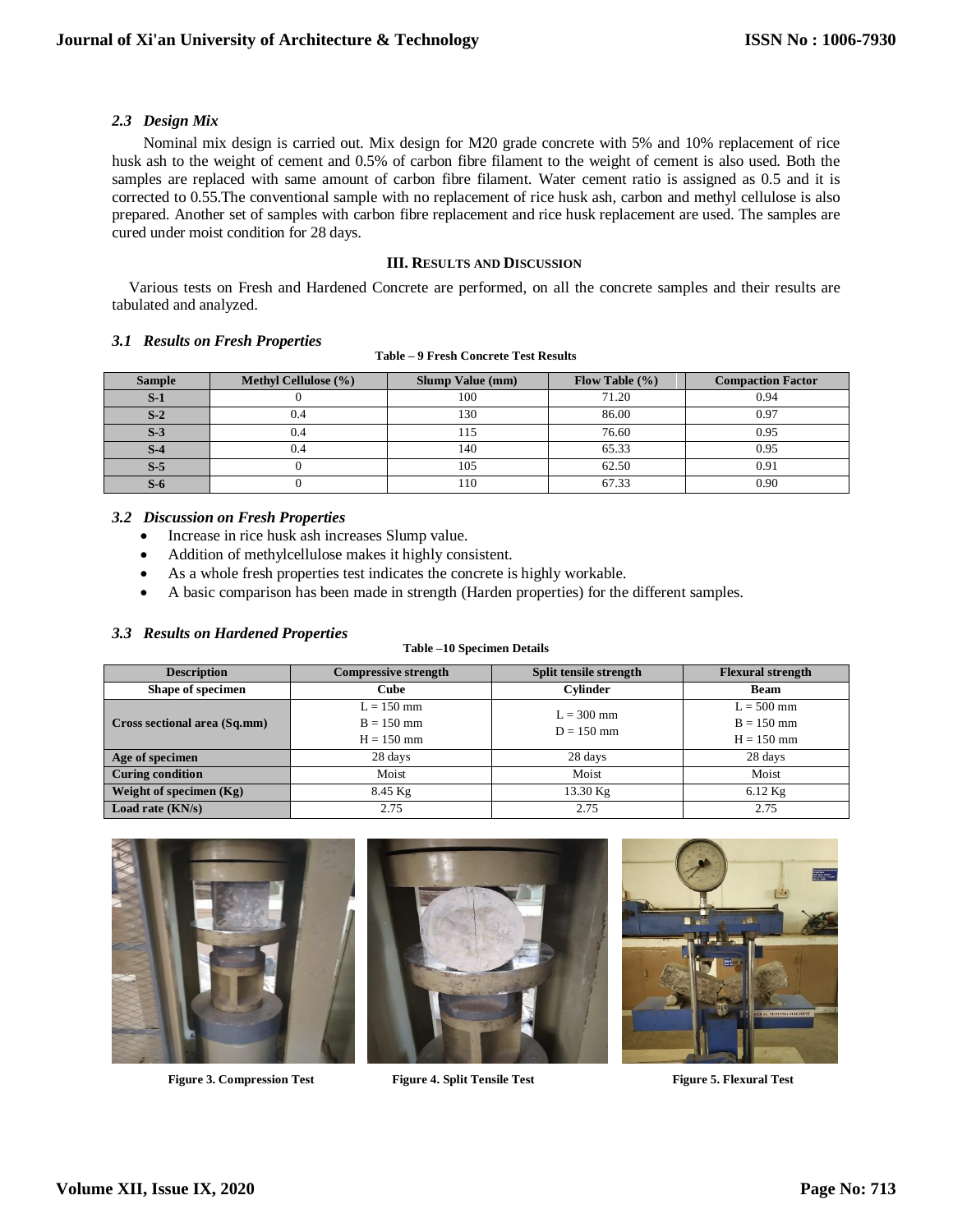### 2.3 Design Mix

Nominal mix design is carried out. Mix design for M20 grade concrete with 5% and 10% replacement of rice husk ash to the weight of cement and 0.5% of carbon fibre filament to the weight of cement is also used. Both the samples are replaced with same amount of carbon fibre filament. Water cement ratio is assigned as 0.5 and it is corrected to 0.55.The conventional sample with no replacement of rice husk ash, carbon and methyl cellulose is also prepared. Another set of samples with carbon fibre replacement and rice husk replacement are used. The samples are cured under moist condition for 28 days.

## III. Results and Discussion

Various tests on Fresh and Hardened Concrete are performed, on all the concrete samples and their results are tabulated and analyzed.

### 3.1 Results on Fresh Properties

**Table – 9 Fresh Concrete Test Results**

| Sample | Methyl Cellulose (%) | Slump Value (mm) | Flow Table (%) | Compaction Factor |
|---|---|---|---|---|
| S-1 | 0 | 100 | 71.20 | 0.94 |
| S-2 | 0.4 | 130 | 86.00 | 0.97 |
| S-3 | 0.4 | 115 | 76.60 | 0.95 |
| S-4 | 0.4 | 140 | 65.33 | 0.95 |
| S-5 | 0 | 105 | 62.50 | 0.91 |
| S-6 | 0 | 110 | 67.33 | 0.90 |

### 3.2 Discussion on Fresh Properties

- Increase in rice husk ash increases Slump value.
- Addition of methylcellulose makes it highly consistent.
- As a whole fresh properties test indicates the concrete is highly workable.
- A basic comparison has been made in strength (Harden properties) for the different samples.

### 3.3 Results on Hardened Properties

**Table –10 Specimen Details**

| Description | Compressive strength | Split tensile strength | Flexural strength |
|---|---|---|---|
| Shape of specimen | Cube | Cylinder | Beam |
| Cross sectional area (Sq.mm) | L = 150 mm<br>B = 150 mm<br>H = 150 mm | L = 300 mm<br>D = 150 mm | L = 500 mm<br>B = 150 mm<br>H = 150 mm |
| Age of specimen | 28 days | 28 days | 28 days |
| Curing condition | Moist | Moist | Moist |
| Weight of specimen (Kg) | 8.45 Kg | 13.30 Kg | 6.12 Kg |
| Load rate (KN/s) | 2.75 | 2.75 | 2.75 |

**Figure 3. Compression Test**

**Figure 4. Split Tensile Test**

**Figure 5. Flexural Test**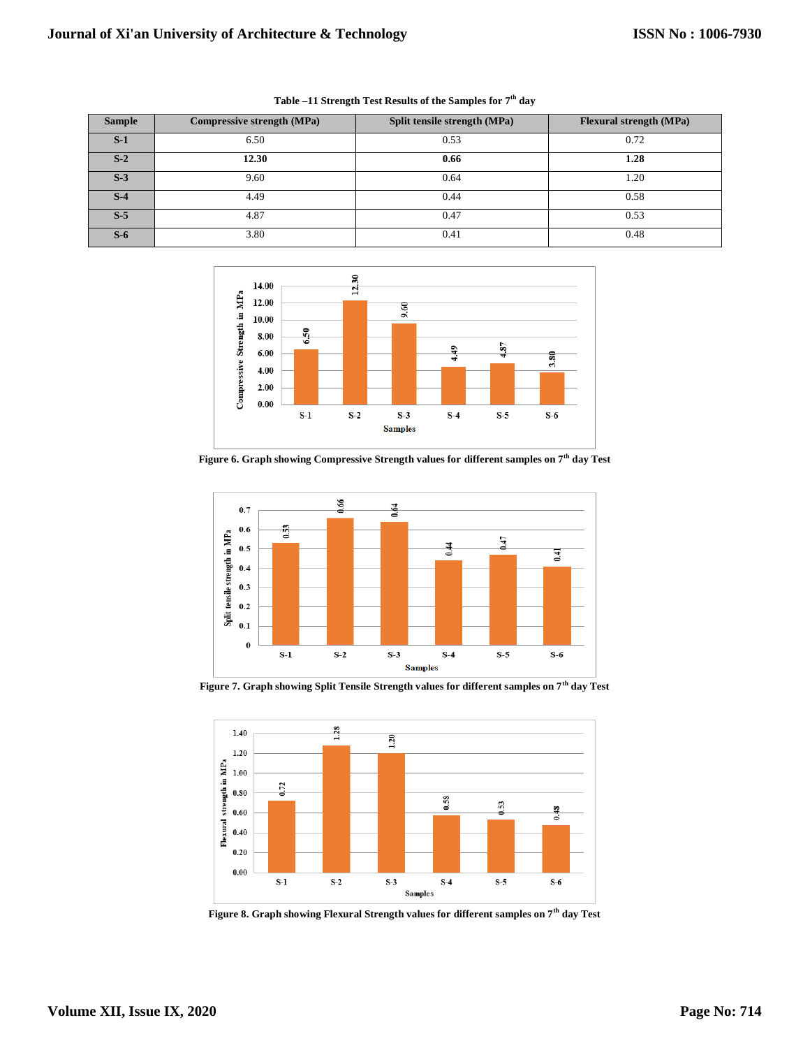Table –11 Strength Test Results of the Samples for 7th day

| Sample | Compressive strength (MPa) | Split tensile strength (MPa) | Flexural strength (MPa) |
|---|---|---|---|
| **S-1** | 6.50 | 0.53 | 0.72 |
| **S-2** | **12.30** | **0.66** | **1.28** |
| **S-3** | 9.60 | 0.64 | 1.20 |
| **S-4** | 4.49 | 0.44 | 0.58 |
| **S-5** | 4.87 | 0.47 | 0.53 |
| **S-6** | 3.80 | 0.41 | 0.48 |

**Figure 6. Graph showing Compressive Strength values for different samples on 7th day Test**

**Figure 7. Graph showing Split Tensile Strength values for different samples on 7th day Test**

**Figure 8. Graph showing Flexural Strength values for different samples on 7th day Test**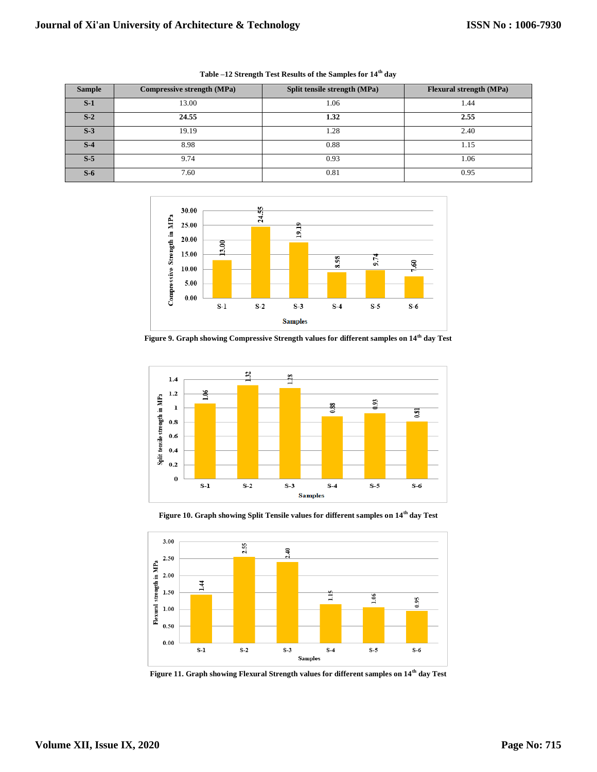**Table –12 Strength Test Results of the Samples for 14th day**

| Sample | Compressive strength (MPa) | Split tensile strength (MPa) | Flexural strength (MPa) |
|---|---|---|---|
| **S-1** | 13.00 | 1.06 | 1.44 |
| **S-2** | **24.55** | **1.32** | **2.55** |
| **S-3** | 19.19 | 1.28 | 2.40 |
| **S-4** | 8.98 | 0.88 | 1.15 |
| **S-5** | 9.74 | 0.93 | 1.06 |
| **S-6** | 7.60 | 0.81 | 0.95 |

**Figure 9. Graph showing Compressive Strength values for different samples on 14th day Test**

**Figure 10. Graph showing Split Tensile values for different samples on 14th day Test**

**Figure 11. Graph showing Flexural Strength values for different samples on 14th day Test**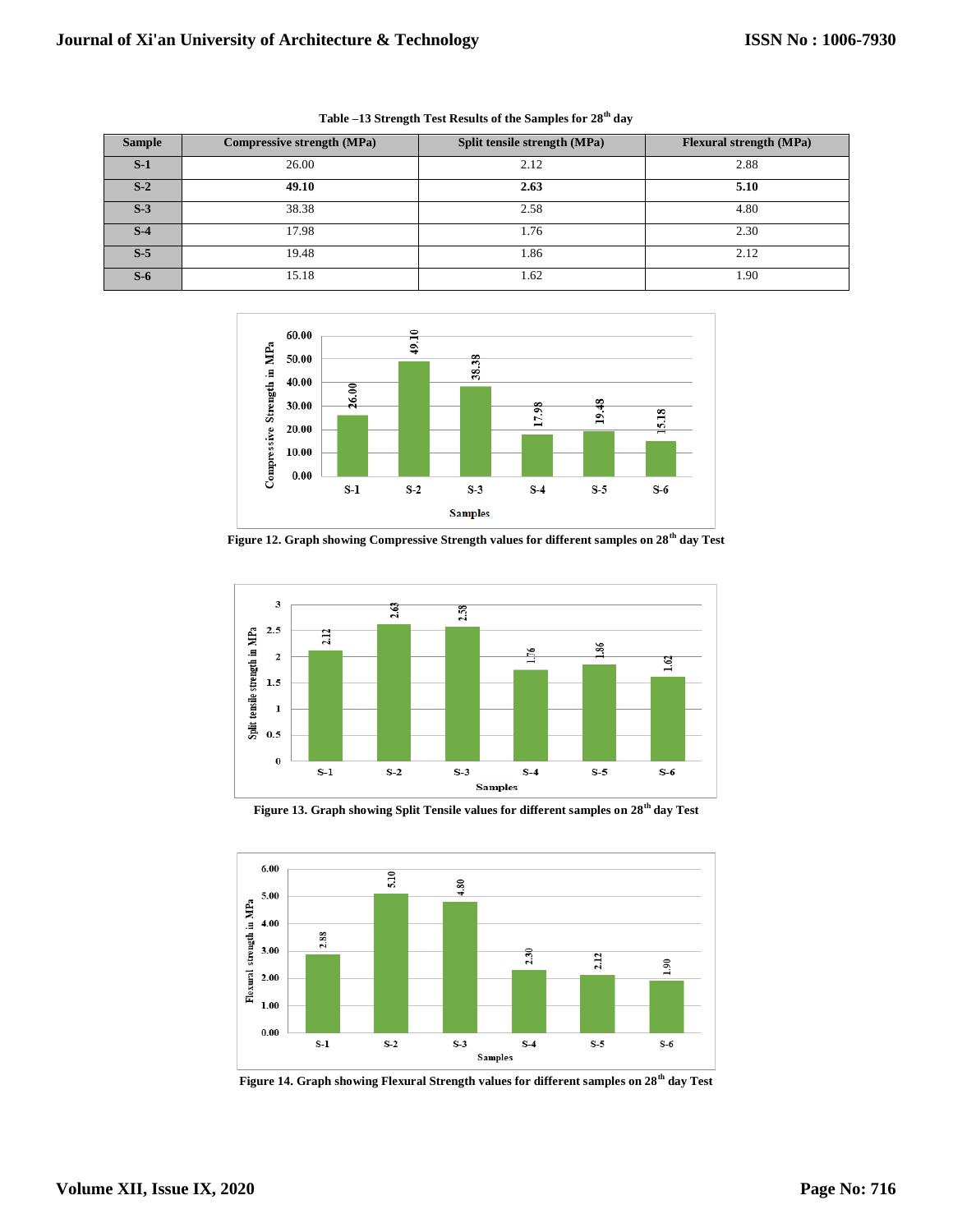**Table –13 Strength Test Results of the Samples for 28th day**

| Sample | Compressive strength (MPa) | Split tensile strength (MPa) | Flexural strength (MPa) |
|---|---|---|---|
| **S-1** | 26.00 | 2.12 | 2.88 |
| **S-2** | **49.10** | **2.63** | **5.10** |
| **S-3** | 38.38 | 2.58 | 4.80 |
| **S-4** | 17.98 | 1.76 | 2.30 |
| **S-5** | 19.48 | 1.86 | 2.12 |
| **S-6** | 15.18 | 1.62 | 1.90 |

**Figure 12. Graph showing Compressive Strength values for different samples on 28th day Test**

**Figure 13. Graph showing Split Tensile values for different samples on 28th day Test**

**Figure 14. Graph showing Flexural Strength values for different samples on 28th day Test**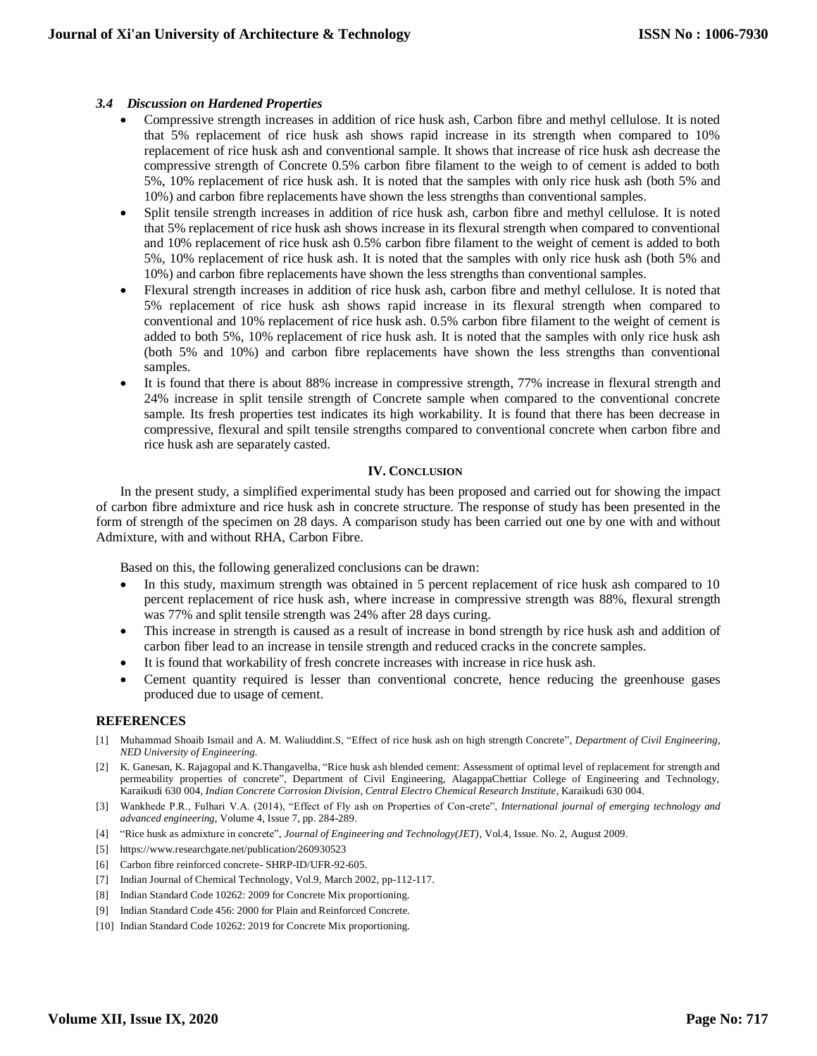### *3.4 Discussion on Hardened Properties*

- Compressive strength increases in addition of rice husk ash, Carbon fibre and methyl cellulose. It is noted that 5% replacement of rice husk ash shows rapid increase in its strength when compared to 10% replacement of rice husk ash and conventional sample. It shows that increase of rice husk ash decrease the compressive strength of Concrete 0.5% carbon fibre filament to the weigh to of cement is added to both 5%, 10% replacement of rice husk ash. It is noted that the samples with only rice husk ash (both 5% and 10%) and carbon fibre replacements have shown the less strengths than conventional samples.
- Split tensile strength increases in addition of rice husk ash, carbon fibre and methyl cellulose. It is noted that 5% replacement of rice husk ash shows increase in its flexural strength when compared to conventional and 10% replacement of rice husk ash 0.5% carbon fibre filament to the weight of cement is added to both 5%, 10% replacement of rice husk ash. It is noted that the samples with only rice husk ash (both 5% and 10%) and carbon fibre replacements have shown the less strengths than conventional samples.
- Flexural strength increases in addition of rice husk ash, carbon fibre and methyl cellulose. It is noted that 5% replacement of rice husk ash shows rapid increase in its flexural strength when compared to conventional and 10% replacement of rice husk ash. 0.5% carbon fibre filament to the weight of cement is added to both 5%, 10% replacement of rice husk ash. It is noted that the samples with only rice husk ash (both 5% and 10%) and carbon fibre replacements have shown the less strengths than conventional samples.
- It is found that there is about 88% increase in compressive strength, 77% increase in flexural strength and 24% increase in split tensile strength of Concrete sample when compared to the conventional concrete sample. Its fresh properties test indicates its high workability. It is found that there has been decrease in compressive, flexural and spilt tensile strengths compared to conventional concrete when carbon fibre and rice husk ash are separately casted.

## IV. CONCLUSION

In the present study, a simplified experimental study has been proposed and carried out for showing the impact of carbon fibre admixture and rice husk ash in concrete structure. The response of study has been presented in the form of strength of the specimen on 28 days. A comparison study has been carried out one by one with and without Admixture, with and without RHA, Carbon Fibre.

Based on this, the following generalized conclusions can be drawn:

- In this study, maximum strength was obtained in 5 percent replacement of rice husk ash compared to 10 percent replacement of rice husk ash, where increase in compressive strength was 88%, flexural strength was 77% and split tensile strength was 24% after 28 days curing.
- This increase in strength is caused as a result of increase in bond strength by rice husk ash and addition of carbon fiber lead to an increase in tensile strength and reduced cracks in the concrete samples.
- It is found that workability of fresh concrete increases with increase in rice husk ash.
- Cement quantity required is lesser than conventional concrete, hence reducing the greenhouse gases produced due to usage of cement.

## REFERENCES

[1] Muhammad Shoaib Ismail and A. M. Waliuddint.S, "Effect of rice husk ash on high strength Concrete", *Department of Civil Engineering, NED University of Engineering.*

[2] K. Ganesan, K. Rajagopal and K.Thangavelba, "Rice husk ash blended cement: Assessment of optimal level of replacement for strength and permeability properties of concrete", Department of Civil Engineering, AlagappaChettiar College of Engineering and Technology, Karaikudi 630 004, *Indian Concrete Corrosion Division, Central Electro Chemical Research Institute*, Karaikudi 630 004.

[3] Wankhede P.R., Fulhari V.A. (2014), "Effect of Fly ash on Properties of Con-crete", *International journal of emerging technology and advanced engineering*, Volume 4, Issue 7, pp. 284-289.

[4] "Rice husk as admixture in concrete", *Journal of Engineering and Technology(JET)*, Vol.4, Issue. No. 2, August 2009.

[5] https://www.researchgate.net/publication/260930523

[6] Carbon fibre reinforced concrete- SHRP-ID/UFR-92-605.

[7] Indian Journal of Chemical Technology, Vol.9, March 2002, pp-112-117.

[8] Indian Standard Code 10262: 2009 for Concrete Mix proportioning.

[9] Indian Standard Code 456: 2000 for Plain and Reinforced Concrete.

[10] Indian Standard Code 10262: 2019 for Concrete Mix proportioning.